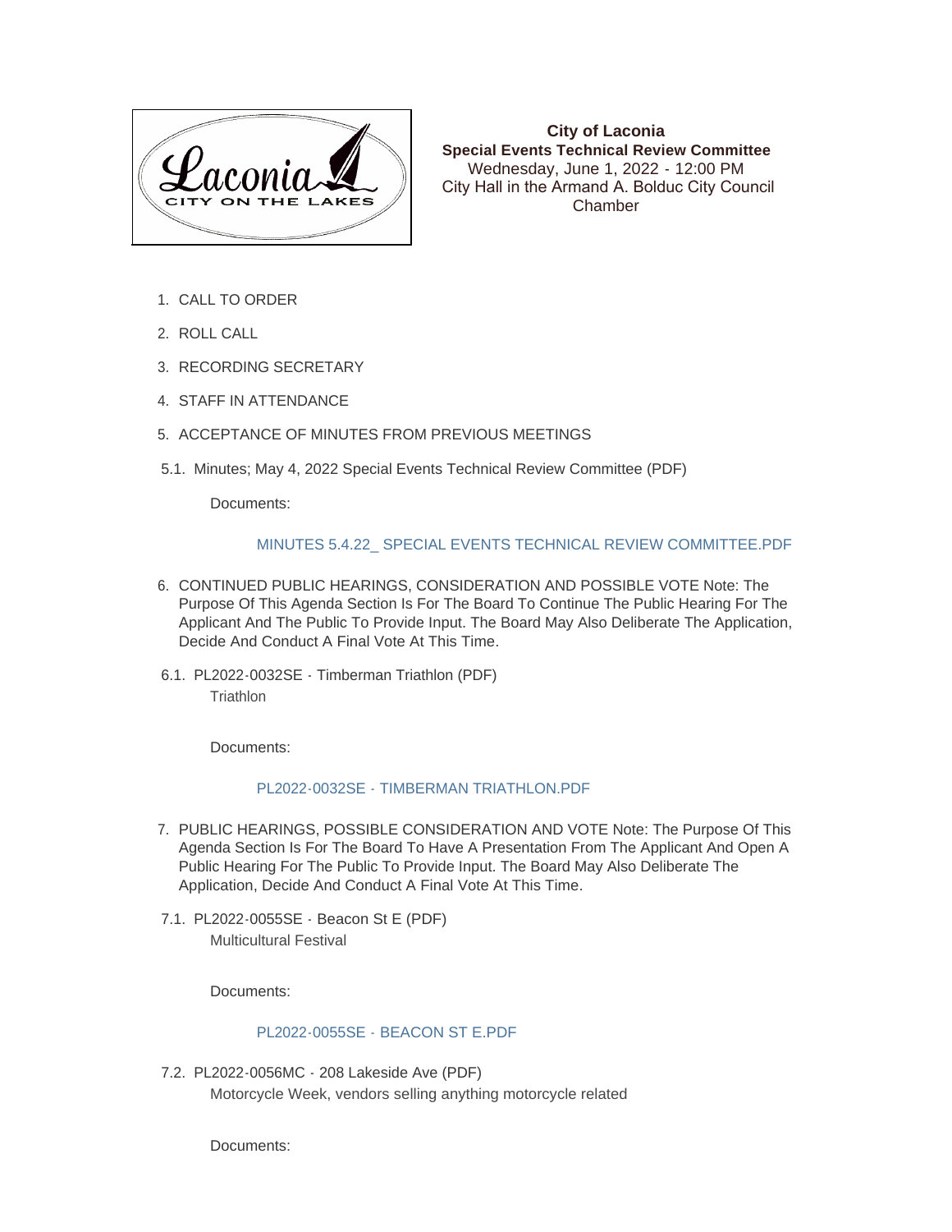**City of Laconia**
**Special Events Technical Review Committee**
Wednesday, June 1, 2022 - 12:00 PM
City Hall in the Armand A. Bolduc City Council Chamber

1. CALL TO ORDER
2. ROLL CALL
3. RECORDING SECRETARY
4. STAFF IN ATTENDANCE
5. ACCEPTANCE OF MINUTES FROM PREVIOUS MEETINGS

5.1. Minutes; May 4, 2022 Special Events Technical Review Committee (PDF)

Documents:

MINUTES 5.4.22_ SPECIAL EVENTS TECHNICAL REVIEW COMMITTEE.PDF

6. CONTINUED PUBLIC HEARINGS, CONSIDERATION AND POSSIBLE VOTE Note: The Purpose Of This Agenda Section Is For The Board To Continue The Public Hearing For The Applicant And The Public To Provide Input. The Board May Also Deliberate The Application, Decide And Conduct A Final Vote At This Time.

6.1. PL2022-0032SE - Timberman Triathlon (PDF)
Triathlon

Documents:

PL2022-0032SE - TIMBERMAN TRIATHLON.PDF

7. PUBLIC HEARINGS, POSSIBLE CONSIDERATION AND VOTE Note: The Purpose Of This Agenda Section Is For The Board To Have A Presentation From The Applicant And Open A Public Hearing For The Public To Provide Input. The Board May Also Deliberate The Application, Decide And Conduct A Final Vote At This Time.

7.1. PL2022-0055SE - Beacon St E (PDF)
Multicultural Festival

Documents:

PL2022-0055SE - BEACON ST E.PDF

7.2. PL2022-0056MC - 208 Lakeside Ave (PDF)
Motorcycle Week, vendors selling anything motorcycle related

Documents: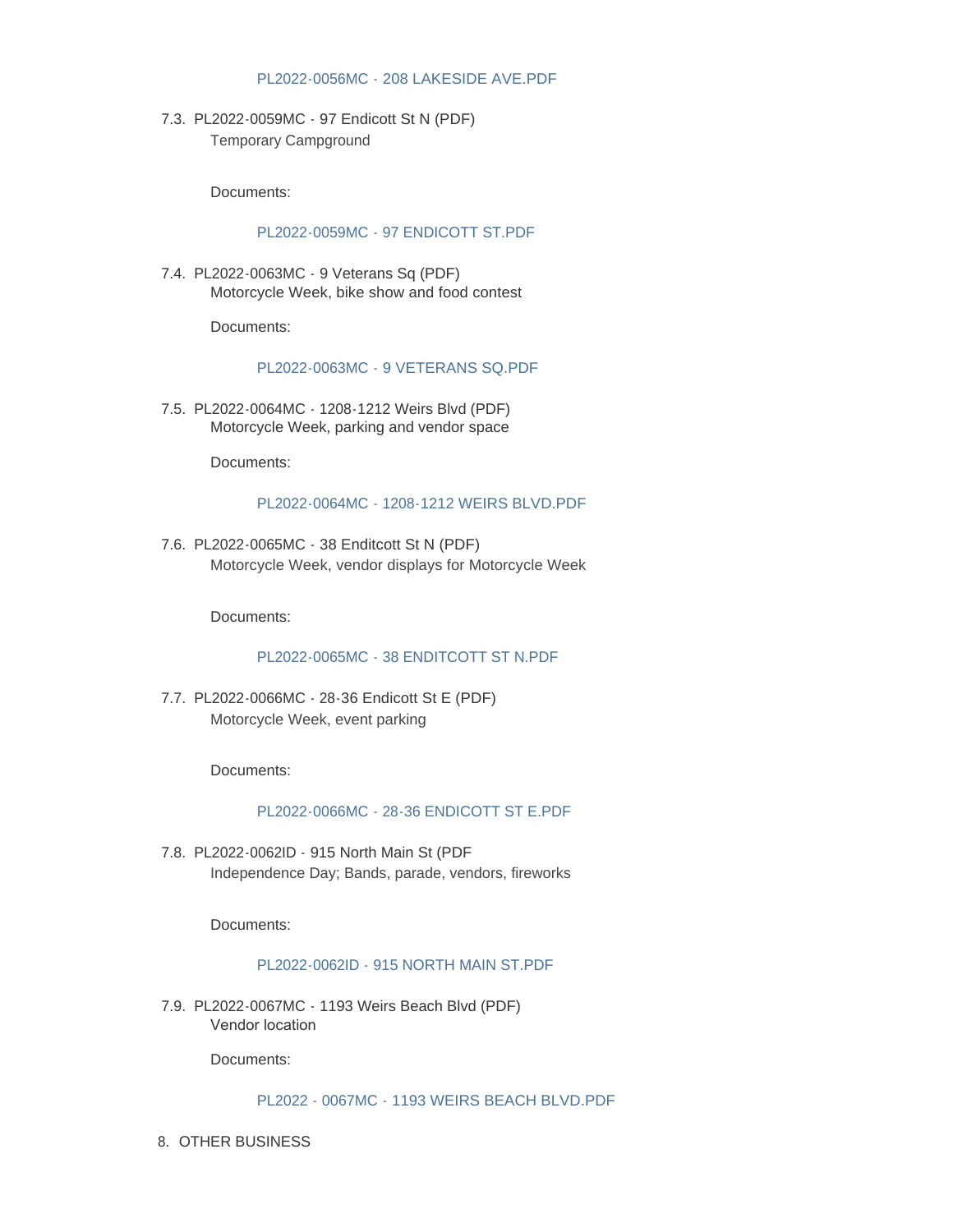PL2022-0056MC - 208 LAKESIDE AVE.PDF

7.3. PL2022-0059MC - 97 Endicott St N (PDF)
Temporary Campground

Documents:

PL2022-0059MC - 97 ENDICOTT ST.PDF

7.4. PL2022-0063MC - 9 Veterans Sq (PDF)
Motorcycle Week, bike show and food contest

Documents:

PL2022-0063MC - 9 VETERANS SQ.PDF

7.5. PL2022-0064MC - 1208-1212 Weirs Blvd (PDF)
Motorcycle Week, parking and vendor space

Documents:

PL2022-0064MC - 1208-1212 WEIRS BLVD.PDF

7.6. PL2022-0065MC - 38 Enditcott St N (PDF)
Motorcycle Week, vendor displays for Motorcycle Week

Documents:

PL2022-0065MC - 38 ENDITCOTT ST N.PDF

7.7. PL2022-0066MC - 28-36 Endicott St E (PDF)
Motorcycle Week, event parking

Documents:

PL2022-0066MC - 28-36 ENDICOTT ST E.PDF

7.8. PL2022-0062ID - 915 North Main St (PDF
Independence Day; Bands, parade, vendors, fireworks

Documents:

PL2022-0062ID - 915 NORTH MAIN ST.PDF

7.9. PL2022-0067MC - 1193 Weirs Beach Blvd (PDF)
Vendor location

Documents:

PL2022 - 0067MC - 1193 WEIRS BEACH BLVD.PDF

8. OTHER BUSINESS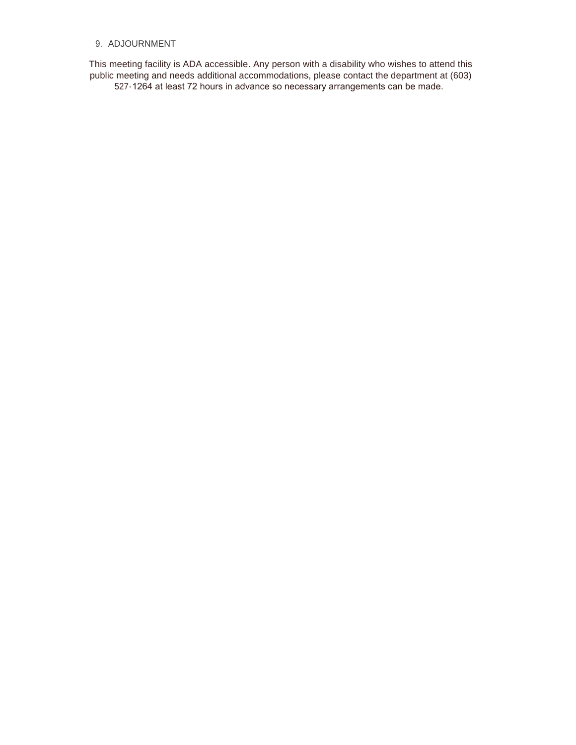9. ADJOURNMENT

This meeting facility is ADA accessible. Any person with a disability who wishes to attend this public meeting and needs additional accommodations, please contact the department at (603) 527-1264 at least 72 hours in advance so necessary arrangements can be made.